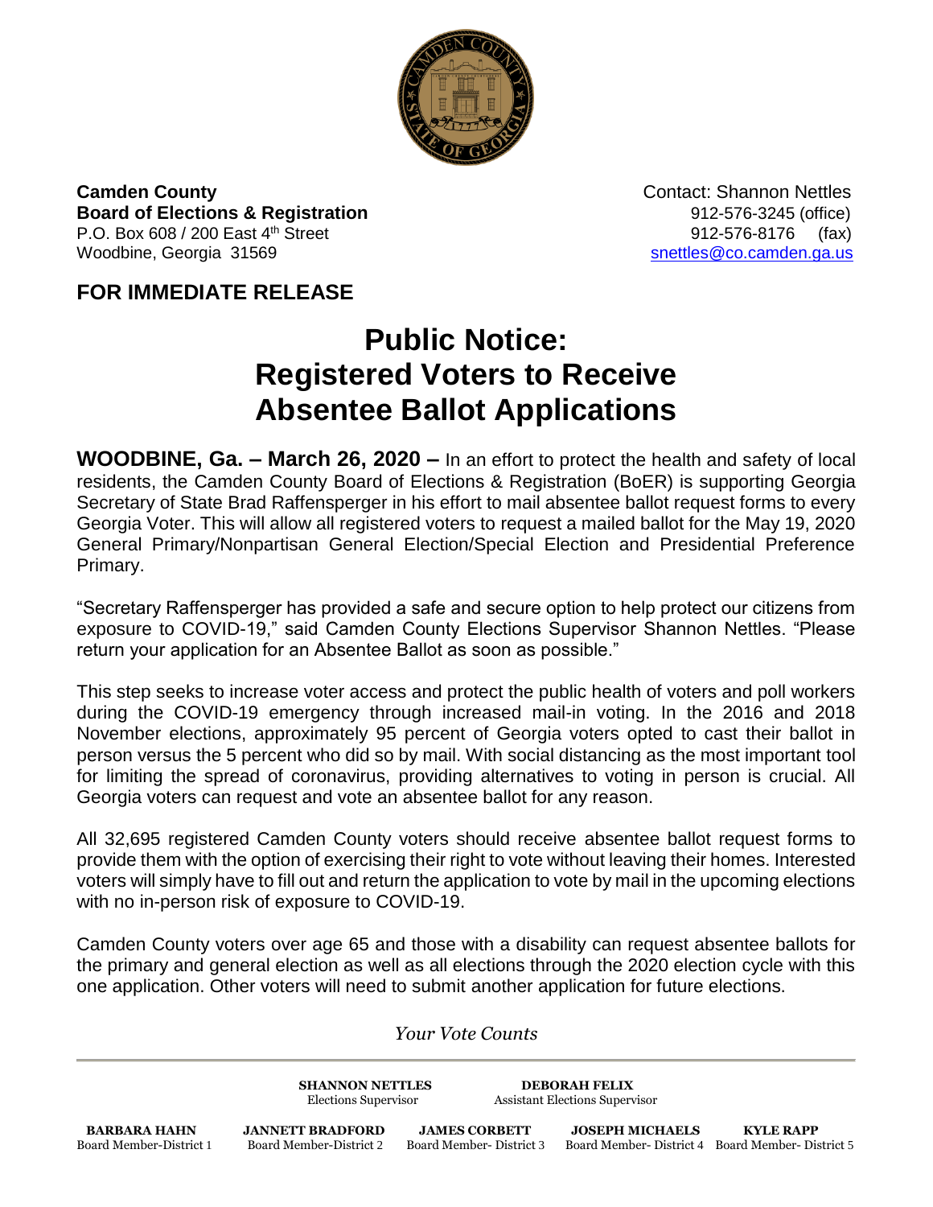**Camden County**
**Board of Elections & Registration**
P.O. Box 608 / 200 East 4th Street
Woodbine, Georgia 31569

Contact: Shannon Nettles
912-576-3245 (office)
912-576-8176 (fax)
snettles@co.camden.ga.us

## FOR IMMEDIATE RELEASE

# Public Notice: Registered Voters to Receive Absentee Ballot Applications

**WOODBINE, Ga. – March 26, 2020 –** In an effort to protect the health and safety of local residents, the Camden County Board of Elections & Registration (BoER) is supporting Georgia Secretary of State Brad Raffensperger in his effort to mail absentee ballot request forms to every Georgia Voter. This will allow all registered voters to request a mailed ballot for the May 19, 2020 General Primary/Nonpartisan General Election/Special Election and Presidential Preference Primary.

"Secretary Raffensperger has provided a safe and secure option to help protect our citizens from exposure to COVID-19," said Camden County Elections Supervisor Shannon Nettles. "Please return your application for an Absentee Ballot as soon as possible."

This step seeks to increase voter access and protect the public health of voters and poll workers during the COVID-19 emergency through increased mail-in voting. In the 2016 and 2018 November elections, approximately 95 percent of Georgia voters opted to cast their ballot in person versus the 5 percent who did so by mail. With social distancing as the most important tool for limiting the spread of coronavirus, providing alternatives to voting in person is crucial. All Georgia voters can request and vote an absentee ballot for any reason.

All 32,695 registered Camden County voters should receive absentee ballot request forms to provide them with the option of exercising their right to vote without leaving their homes. Interested voters will simply have to fill out and return the application to vote by mail in the upcoming elections with no in-person risk of exposure to COVID-19.

Camden County voters over age 65 and those with a disability can request absentee ballots for the primary and general election as well as all elections through the 2020 election cycle with this one application. Other voters will need to submit another application for future elections.

*Your Vote Counts*

---

**SHANNON NETTLES**
Elections Supervisor

**DEBORAH FELIX**
Assistant Elections Supervisor

**BARBARA HAHN**
Board Member-District 1

**JANNETT BRADFORD**
Board Member-District 2

**JAMES CORBETT**
Board Member- District 3

**JOSEPH MICHAELS**
Board Member- District 4

**KYLE RAPP**
Board Member- District 5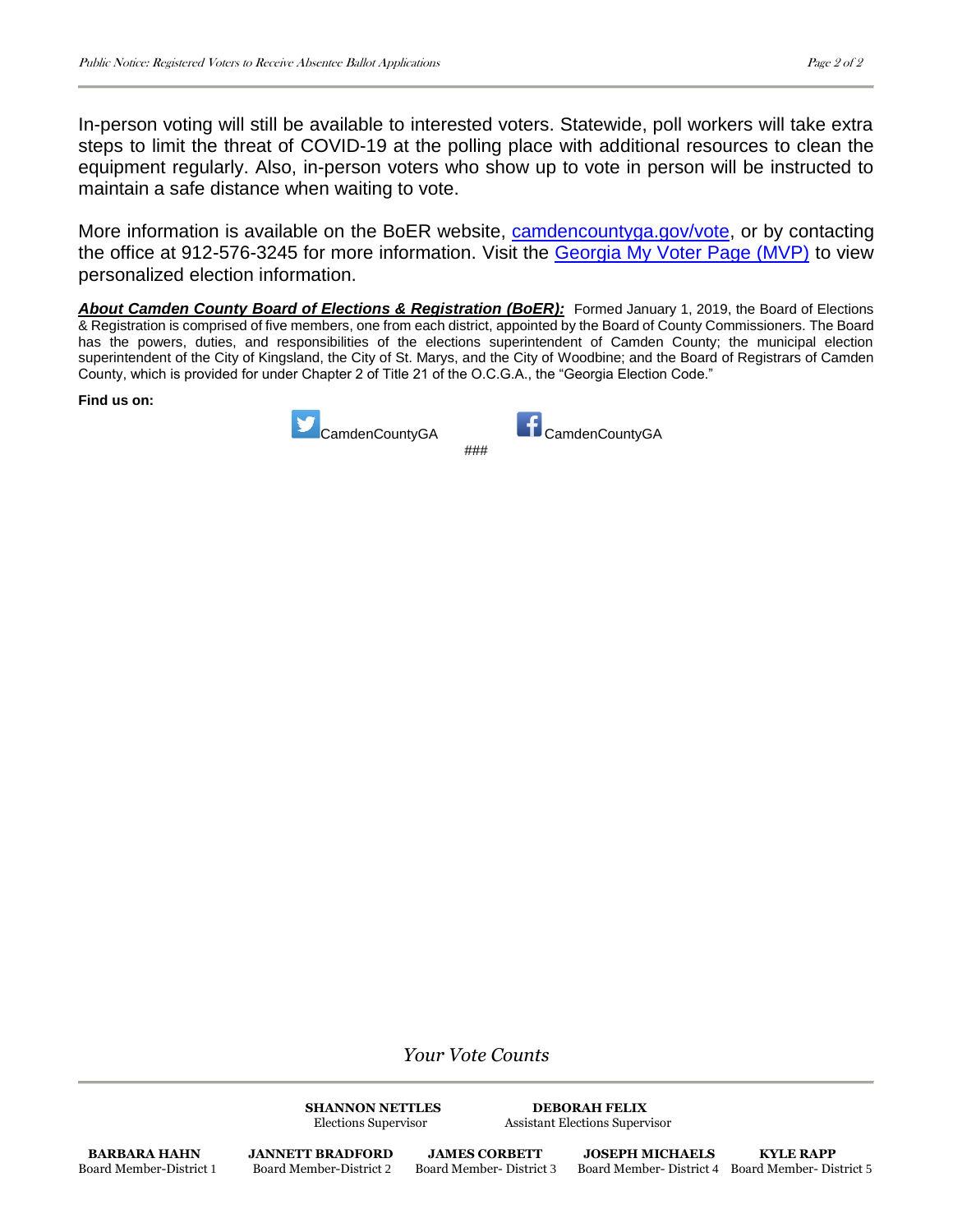In-person voting will still be available to interested voters. Statewide, poll workers will take extra steps to limit the threat of COVID-19 at the polling place with additional resources to clean the equipment regularly. Also, in-person voters who show up to vote in person will be instructed to maintain a safe distance when waiting to vote.

More information is available on the BoER website, [camdencountyga.gov/vote](camdencountyga.gov/vote), or by contacting the office at 912-576-3245 for more information. Visit the [Georgia My Voter Page (MVP)]() to view personalized election information.

***About Camden County Board of Elections & Registration (BoER):*** Formed January 1, 2019, the Board of Elections & Registration is comprised of five members, one from each district, appointed by the Board of County Commissioners. The Board has the powers, duties, and responsibilities of the elections superintendent of Camden County; the municipal election superintendent of the City of Kingsland, the City of St. Marys, and the City of Woodbine; and the Board of Registrars of Camden County, which is provided for under Chapter 2 of Title 21 of the O.C.G.A., the "Georgia Election Code."

**Find us on:**

CamdenCountyGA  CamdenCountyGA

###

*Your Vote Counts*

**SHANNON NETTLES**
Elections Supervisor

**DEBORAH FELIX**
Assistant Elections Supervisor

| | | | | |
|---|---|---|---|---|
| **BARBARA HAHN** | **JANNETT BRADFORD** | **JAMES CORBETT** | **JOSEPH MICHAELS** | **KYLE RAPP** |
| Board Member-District 1 | Board Member-District 2 | Board Member- District 3 | Board Member- District 4 | Board Member- District 5 |